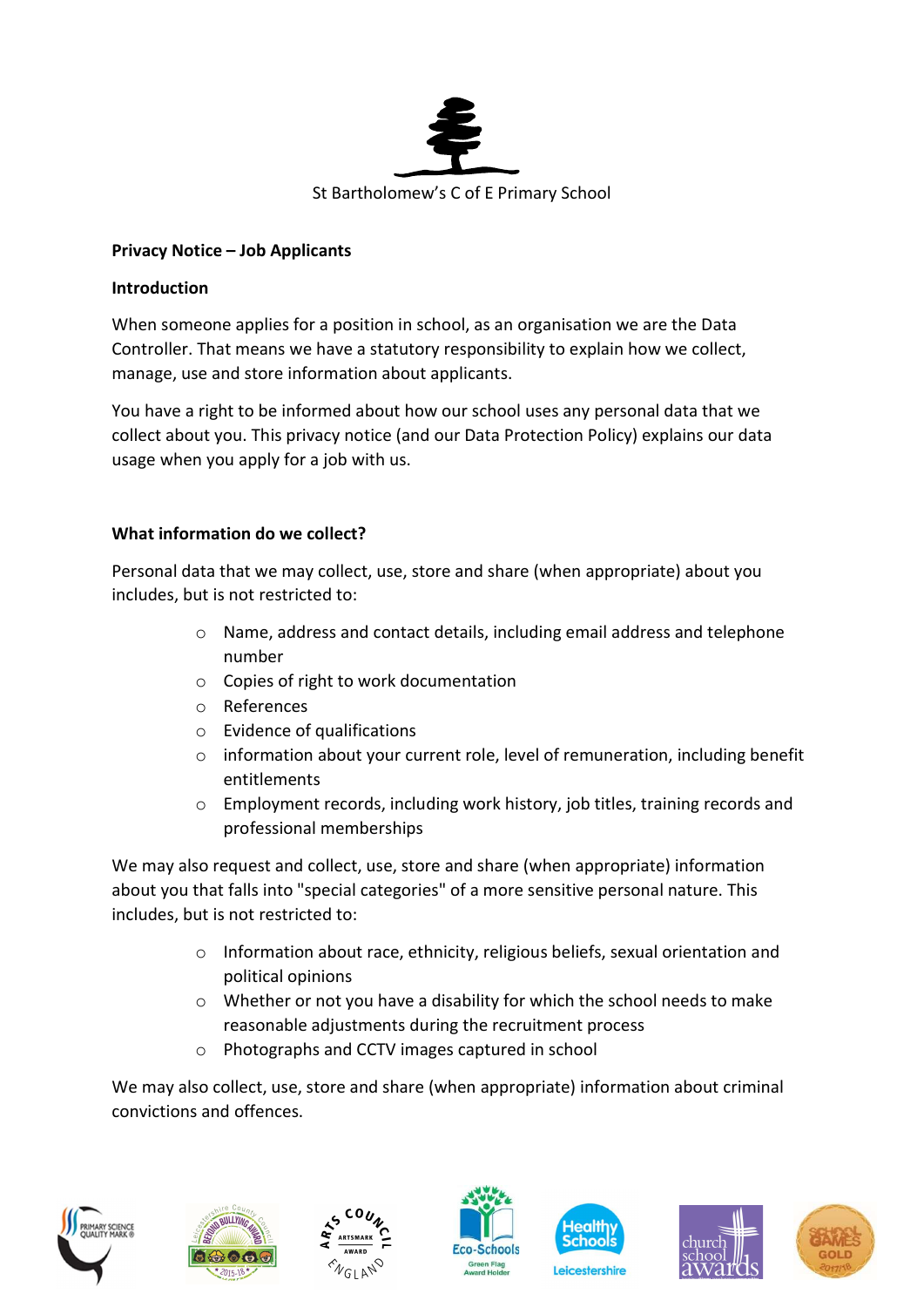St Bartholomew's C of E Primary School

**Privacy Notice – Job Applicants**

**Introduction**

When someone applies for a position in school, as an organisation we are the Data Controller. That means we have a statutory responsibility to explain how we collect, manage, use and store information about applicants.

You have a right to be informed about how our school uses any personal data that we collect about you. This privacy notice (and our Data Protection Policy) explains our data usage when you apply for a job with us.

**What information do we collect?**

Personal data that we may collect, use, store and share (when appropriate) about you includes, but is not restricted to:

- Name, address and contact details, including email address and telephone number
- Copies of right to work documentation
- References
- Evidence of qualifications
- information about your current role, level of remuneration, including benefit entitlements
- Employment records, including work history, job titles, training records and professional memberships

We may also request and collect, use, store and share (when appropriate) information about you that falls into "special categories" of a more sensitive personal nature. This includes, but is not restricted to:

- Information about race, ethnicity, religious beliefs, sexual orientation and political opinions
- Whether or not you have a disability for which the school needs to make reasonable adjustments during the recruitment process
- Photographs and CCTV images captured in school

We may also collect, use, store and share (when appropriate) information about criminal convictions and offences.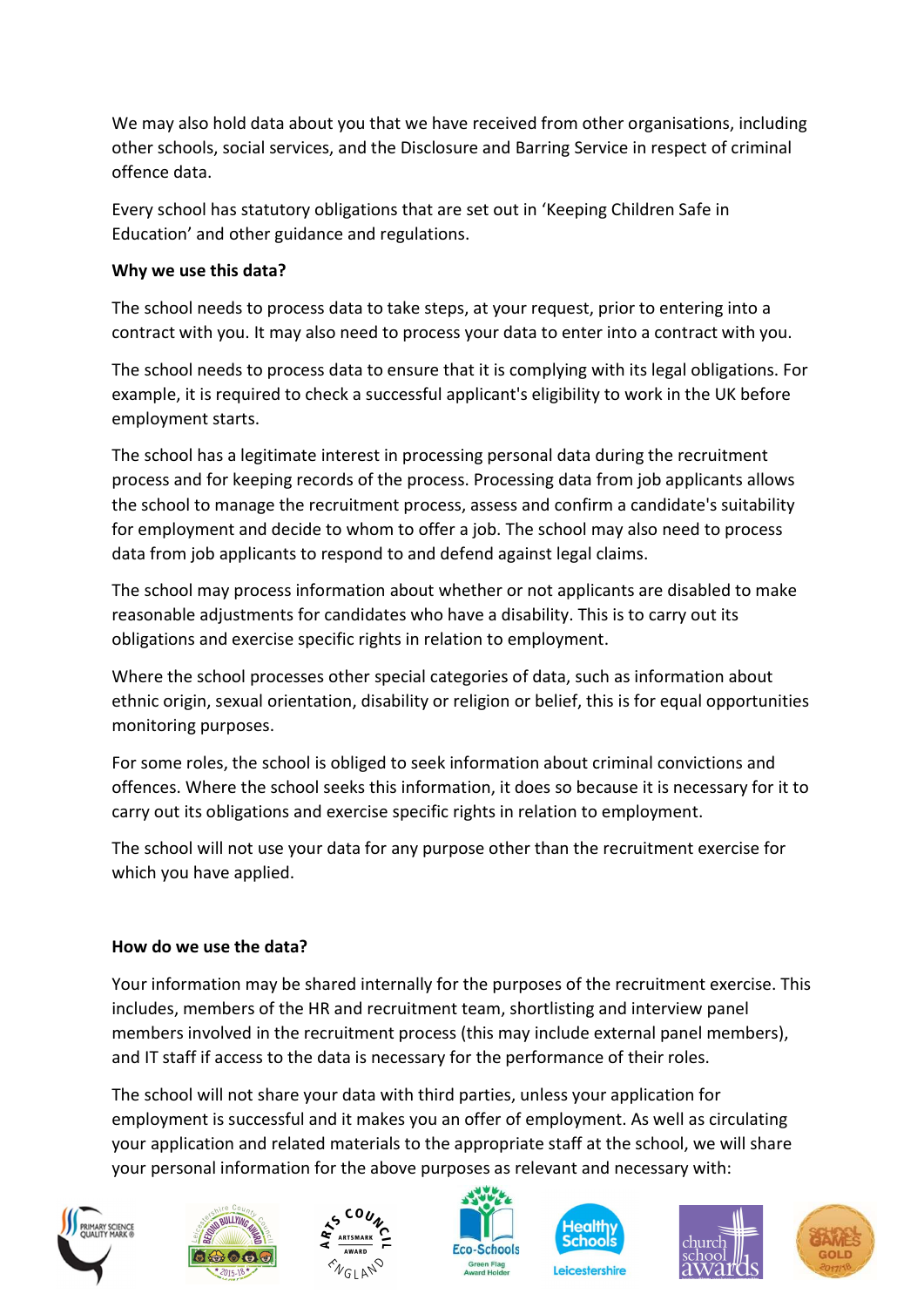We may also hold data about you that we have received from other organisations, including other schools, social services, and the Disclosure and Barring Service in respect of criminal offence data.

Every school has statutory obligations that are set out in 'Keeping Children Safe in Education' and other guidance and regulations.

**Why we use this data?**

The school needs to process data to take steps, at your request, prior to entering into a contract with you. It may also need to process your data to enter into a contract with you.

The school needs to process data to ensure that it is complying with its legal obligations. For example, it is required to check a successful applicant's eligibility to work in the UK before employment starts.

The school has a legitimate interest in processing personal data during the recruitment process and for keeping records of the process. Processing data from job applicants allows the school to manage the recruitment process, assess and confirm a candidate's suitability for employment and decide to whom to offer a job. The school may also need to process data from job applicants to respond to and defend against legal claims.

The school may process information about whether or not applicants are disabled to make reasonable adjustments for candidates who have a disability. This is to carry out its obligations and exercise specific rights in relation to employment.

Where the school processes other special categories of data, such as information about ethnic origin, sexual orientation, disability or religion or belief, this is for equal opportunities monitoring purposes.

For some roles, the school is obliged to seek information about criminal convictions and offences. Where the school seeks this information, it does so because it is necessary for it to carry out its obligations and exercise specific rights in relation to employment.

The school will not use your data for any purpose other than the recruitment exercise for which you have applied.

**How do we use the data?**

Your information may be shared internally for the purposes of the recruitment exercise. This includes, members of the HR and recruitment team, shortlisting and interview panel members involved in the recruitment process (this may include external panel members), and IT staff if access to the data is necessary for the performance of their roles.

The school will not share your data with third parties, unless your application for employment is successful and it makes you an offer of employment. As well as circulating your application and related materials to the appropriate staff at the school, we will share your personal information for the above purposes as relevant and necessary with: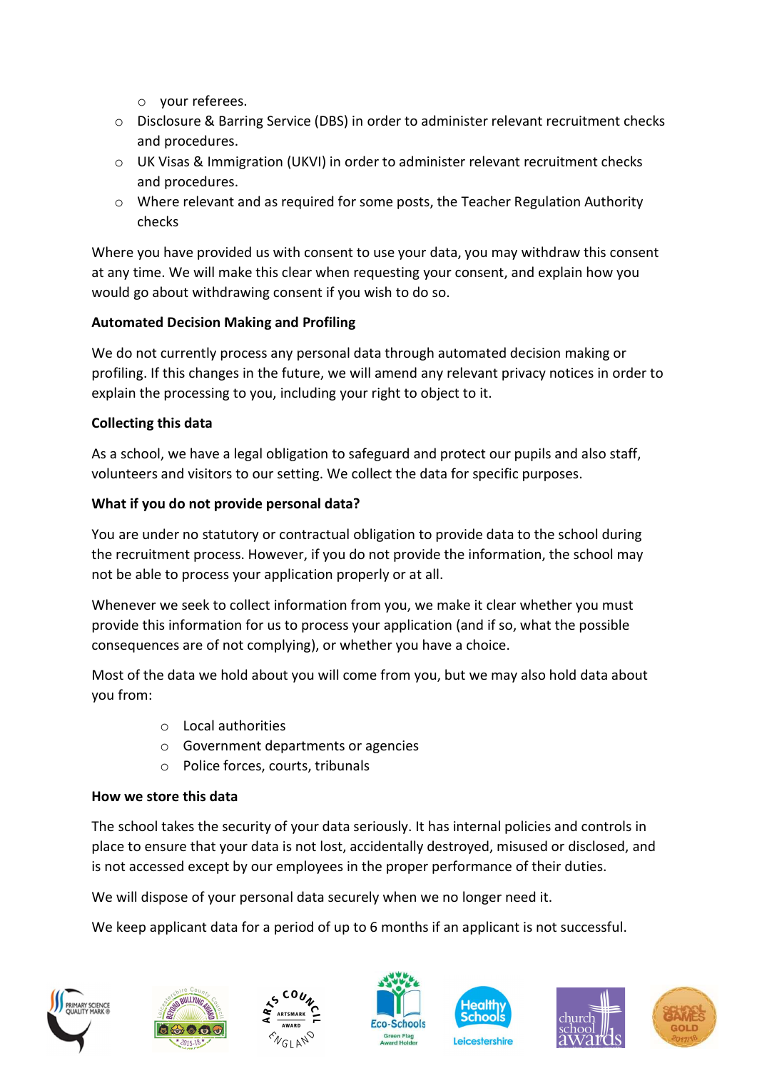- your referees.
- Disclosure & Barring Service (DBS) in order to administer relevant recruitment checks and procedures.
- UK Visas & Immigration (UKVI) in order to administer relevant recruitment checks and procedures.
- Where relevant and as required for some posts, the Teacher Regulation Authority checks

Where you have provided us with consent to use your data, you may withdraw this consent at any time. We will make this clear when requesting your consent, and explain how you would go about withdrawing consent if you wish to do so.

**Automated Decision Making and Profiling**

We do not currently process any personal data through automated decision making or profiling. If this changes in the future, we will amend any relevant privacy notices in order to explain the processing to you, including your right to object to it.

**Collecting this data**

As a school, we have a legal obligation to safeguard and protect our pupils and also staff, volunteers and visitors to our setting. We collect the data for specific purposes.

**What if you do not provide personal data?**

You are under no statutory or contractual obligation to provide data to the school during the recruitment process. However, if you do not provide the information, the school may not be able to process your application properly or at all.

Whenever we seek to collect information from you, we make it clear whether you must provide this information for us to process your application (and if so, what the possible consequences are of not complying), or whether you have a choice.

Most of the data we hold about you will come from you, but we may also hold data about you from:

- Local authorities
- Government departments or agencies
- Police forces, courts, tribunals

**How we store this data**

The school takes the security of your data seriously. It has internal policies and controls in place to ensure that your data is not lost, accidentally destroyed, misused or disclosed, and is not accessed except by our employees in the proper performance of their duties.

We will dispose of your personal data securely when we no longer need it.

We keep applicant data for a period of up to 6 months if an applicant is not successful.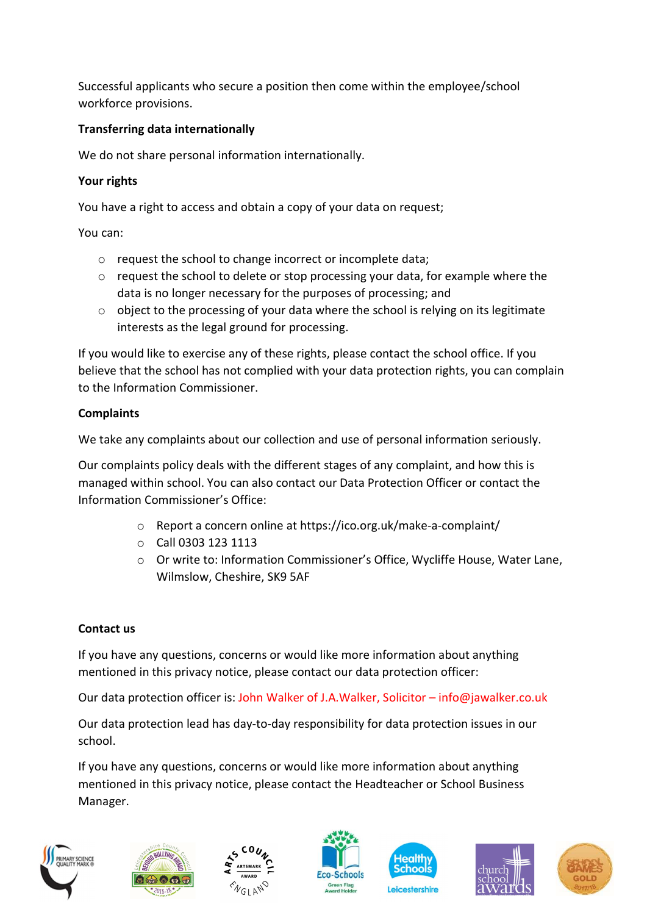Successful applicants who secure a position then come within the employee/school workforce provisions.

**Transferring data internationally**

We do not share personal information internationally.

**Your rights**

You have a right to access and obtain a copy of your data on request;

You can:

- request the school to change incorrect or incomplete data;
- request the school to delete or stop processing your data, for example where the data is no longer necessary for the purposes of processing; and
- object to the processing of your data where the school is relying on its legitimate interests as the legal ground for processing.

If you would like to exercise any of these rights, please contact the school office. If you believe that the school has not complied with your data protection rights, you can complain to the Information Commissioner.

**Complaints**

We take any complaints about our collection and use of personal information seriously.

Our complaints policy deals with the different stages of any complaint, and how this is managed within school. You can also contact our Data Protection Officer or contact the Information Commissioner's Office:

- Report a concern online at https://ico.org.uk/make-a-complaint/
- Call 0303 123 1113
- Or write to: Information Commissioner's Office, Wycliffe House, Water Lane, Wilmslow, Cheshire, SK9 5AF

**Contact us**

If you have any questions, concerns or would like more information about anything mentioned in this privacy notice, please contact our data protection officer:

Our data protection officer is: John Walker of J.A.Walker, Solicitor – info@jawalker.co.uk

Our data protection lead has day-to-day responsibility for data protection issues in our school.

If you have any questions, concerns or would like more information about anything mentioned in this privacy notice, please contact the Headteacher or School Business Manager.